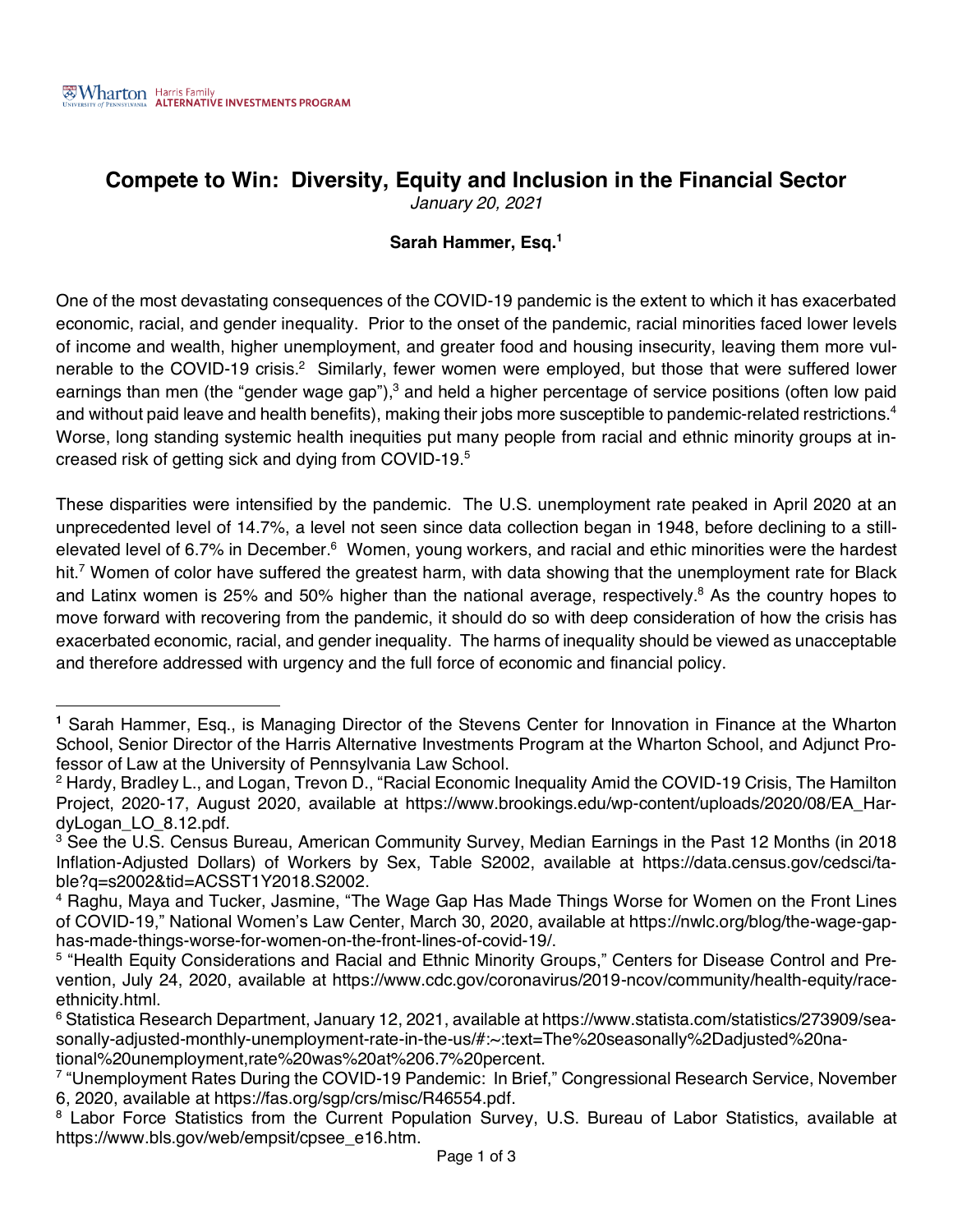Wharton University of Pennsylvania — Harris Family ALTERNATIVE INVESTMENTS PROGRAM

# Compete to Win: Diversity, Equity and Inclusion in the Financial Sector

*January 20, 2021*

**Sarah Hammer, Esq.[1]**

One of the most devastating consequences of the COVID-19 pandemic is the extent to which it has exacerbated economic, racial, and gender inequality. Prior to the onset of the pandemic, racial minorities faced lower levels of income and wealth, higher unemployment, and greater food and housing insecurity, leaving them more vulnerable to the COVID-19 crisis.[2] Similarly, fewer women were employed, but those that were suffered lower earnings than men (the "gender wage gap"),[3] and held a higher percentage of service positions (often low paid and without paid leave and health benefits), making their jobs more susceptible to pandemic-related restrictions.[4] Worse, long standing systemic health inequities put many people from racial and ethnic minority groups at increased risk of getting sick and dying from COVID-19.[5]

These disparities were intensified by the pandemic. The U.S. unemployment rate peaked in April 2020 at an unprecedented level of 14.7%, a level not seen since data collection began in 1948, before declining to a still-elevated level of 6.7% in December.[6] Women, young workers, and racial and ethic minorities were the hardest hit.[7] Women of color have suffered the greatest harm, with data showing that the unemployment rate for Black and Latinx women is 25% and 50% higher than the national average, respectively.[8] As the country hopes to move forward with recovering from the pandemic, it should do so with deep consideration of how the crisis has exacerbated economic, racial, and gender inequality. The harms of inequality should be viewed as unacceptable and therefore addressed with urgency and the full force of economic and financial policy.

---

[1] Sarah Hammer, Esq., is Managing Director of the Stevens Center for Innovation in Finance at the Wharton School, Senior Director of the Harris Alternative Investments Program at the Wharton School, and Adjunct Professor of Law at the University of Pennsylvania Law School.

[2] Hardy, Bradley L., and Logan, Trevon D., "Racial Economic Inequality Amid the COVID-19 Crisis, The Hamilton Project, 2020-17, August 2020, available at https://www.brookings.edu/wp-content/uploads/2020/08/EA_HardyLogan_LO_8.12.pdf.

[3] See the U.S. Census Bureau, American Community Survey, Median Earnings in the Past 12 Months (in 2018 Inflation-Adjusted Dollars) of Workers by Sex, Table S2002, available at https://data.census.gov/cedsci/table?q=s2002&tid=ACSST1Y2018.S2002.

[4] Raghu, Maya and Tucker, Jasmine, "The Wage Gap Has Made Things Worse for Women on the Front Lines of COVID-19," National Women's Law Center, March 30, 2020, available at https://nwlc.org/blog/the-wage-gap-has-made-things-worse-for-women-on-the-front-lines-of-covid-19/.

[5] "Health Equity Considerations and Racial and Ethnic Minority Groups," Centers for Disease Control and Prevention, July 24, 2020, available at https://www.cdc.gov/coronavirus/2019-ncov/community/health-equity/race-ethnicity.html.

[6] Statistica Research Department, January 12, 2021, available at https://www.statista.com/statistics/273909/seasonally-adjusted-monthly-unemployment-rate-in-the-us/#:~:text=The%20seasonally%2Dadjusted%20national%20unemployment,rate%20was%20at%206.7%20percent.

[7] "Unemployment Rates During the COVID-19 Pandemic: In Brief," Congressional Research Service, November 6, 2020, available at https://fas.org/sgp/crs/misc/R46554.pdf.

[8] Labor Force Statistics from the Current Population Survey, U.S. Bureau of Labor Statistics, available at https://www.bls.gov/web/empsit/cpsee_e16.htm.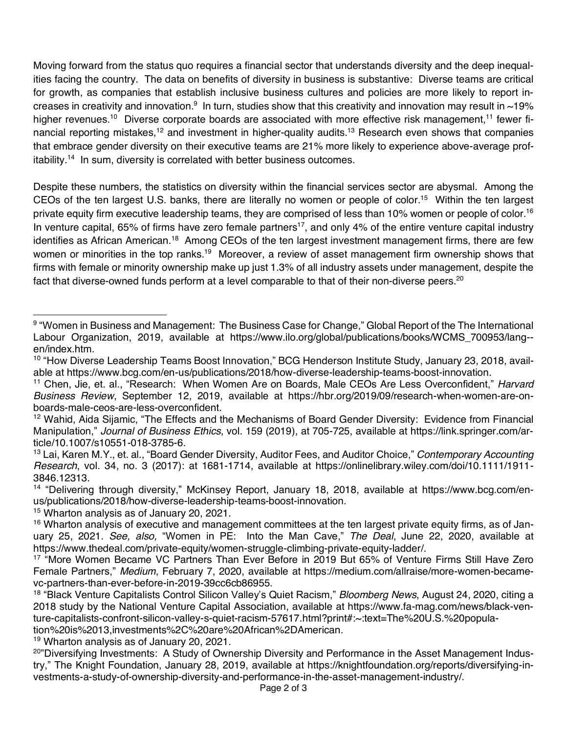Moving forward from the status quo requires a financial sector that understands diversity and the deep inequalities facing the country. The data on benefits of diversity in business is substantive: Diverse teams are critical for growth, as companies that establish inclusive business cultures and policies are more likely to report increases in creativity and innovation.[9] In turn, studies show that this creativity and innovation may result in ~19% higher revenues.[10] Diverse corporate boards are associated with more effective risk management,[11] fewer financial reporting mistakes,[12] and investment in higher-quality audits.[13] Research even shows that companies that embrace gender diversity on their executive teams are 21% more likely to experience above-average profitability.[14] In sum, diversity is correlated with better business outcomes.

Despite these numbers, the statistics on diversity within the financial services sector are abysmal. Among the CEOs of the ten largest U.S. banks, there are literally no women or people of color.[15] Within the ten largest private equity firm executive leadership teams, they are comprised of less than 10% women or people of color.[16] In venture capital, 65% of firms have zero female partners[17], and only 4% of the entire venture capital industry identifies as African American.[18] Among CEOs of the ten largest investment management firms, there are few women or minorities in the top ranks.[19] Moreover, a review of asset management firm ownership shows that firms with female or minority ownership make up just 1.3% of all industry assets under management, despite the fact that diverse-owned funds perform at a level comparable to that of their non-diverse peers.[20]

---

[9] "Women in Business and Management: The Business Case for Change," Global Report of the The International Labour Organization, 2019, available at https://www.ilo.org/global/publications/books/WCMS_700953/lang--en/index.htm.

[10] "How Diverse Leadership Teams Boost Innovation," BCG Henderson Institute Study, January 23, 2018, available at https://www.bcg.com/en-us/publications/2018/how-diverse-leadership-teams-boost-innovation.

[11] Chen, Jie, et. al., "Research: When Women Are on Boards, Male CEOs Are Less Overconfident," *Harvard Business Review*, September 12, 2019, available at https://hbr.org/2019/09/research-when-women-are-on-boards-male-ceos-are-less-overconfident.

[12] Wahid, Aida Sijamic, "The Effects and the Mechanisms of Board Gender Diversity: Evidence from Financial Manipulation," *Journal of Business Ethics*, vol. 159 (2019), at 705-725, available at https://link.springer.com/article/10.1007/s10551-018-3785-6.

[13] Lai, Karen M.Y., et. al., "Board Gender Diversity, Auditor Fees, and Auditor Choice," *Contemporary Accounting Research*, vol. 34, no. 3 (2017): at 1681-1714, available at https://onlinelibrary.wiley.com/doi/10.1111/1911-3846.12313.

[14] "Delivering through diversity," McKinsey Report, January 18, 2018, available at https://www.bcg.com/en-us/publications/2018/how-diverse-leadership-teams-boost-innovation.

[15] Wharton analysis as of January 20, 2021.

[16] Wharton analysis of executive and management committees at the ten largest private equity firms, as of January 25, 2021. *See, also,* "Women in PE: Into the Man Cave," *The Deal*, June 22, 2020, available at https://www.thedeal.com/private-equity/women-struggle-climbing-private-equity-ladder/.

[17] "More Women Became VC Partners Than Ever Before in 2019 But 65% of Venture Firms Still Have Zero Female Partners," *Medium*, February 7, 2020, available at https://medium.com/allraise/more-women-became-vc-partners-than-ever-before-in-2019-39cc6cb86955.

[18] "Black Venture Capitalists Control Silicon Valley's Quiet Racism," *Bloomberg News*, August 24, 2020, citing a 2018 study by the National Venture Capital Association, available at https://www.fa-mag.com/news/black-venture-capitalists-confront-silicon-valley-s-quiet-racism-57617.html?print#:~:text=The%20U.S.%20population%20is%2013,investments%2C%20are%20African%2DAmerican.

[19] Wharton analysis as of January 20, 2021.

[20] "Diversifying Investments: A Study of Ownership Diversity and Performance in the Asset Management Industry," The Knight Foundation, January 28, 2019, available at https://knightfoundation.org/reports/diversifying-investments-a-study-of-ownership-diversity-and-performance-in-the-asset-management-industry/.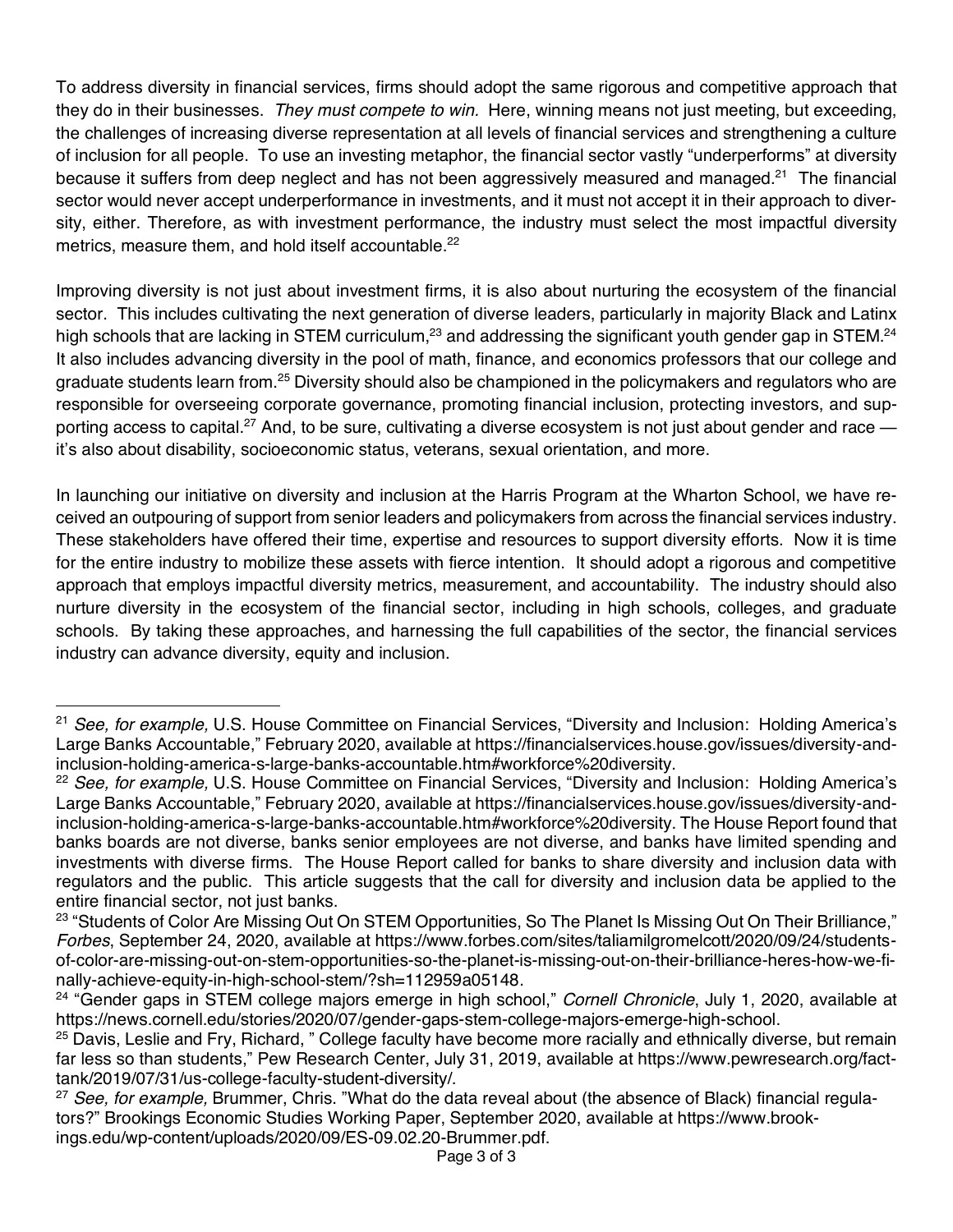To address diversity in financial services, firms should adopt the same rigorous and competitive approach that they do in their businesses. *They must compete to win.* Here, winning means not just meeting, but exceeding, the challenges of increasing diverse representation at all levels of financial services and strengthening a culture of inclusion for all people. To use an investing metaphor, the financial sector vastly "underperforms" at diversity because it suffers from deep neglect and has not been aggressively measured and managed.[21] The financial sector would never accept underperformance in investments, and it must not accept it in their approach to diversity, either. Therefore, as with investment performance, the industry must select the most impactful diversity metrics, measure them, and hold itself accountable.[22]

Improving diversity is not just about investment firms, it is also about nurturing the ecosystem of the financial sector. This includes cultivating the next generation of diverse leaders, particularly in majority Black and Latinx high schools that are lacking in STEM curriculum,[23] and addressing the significant youth gender gap in STEM.[24] It also includes advancing diversity in the pool of math, finance, and economics professors that our college and graduate students learn from.[25] Diversity should also be championed in the policymakers and regulators who are responsible for overseeing corporate governance, promoting financial inclusion, protecting investors, and supporting access to capital.[27] And, to be sure, cultivating a diverse ecosystem is not just about gender and race — it's also about disability, socioeconomic status, veterans, sexual orientation, and more.

In launching our initiative on diversity and inclusion at the Harris Program at the Wharton School, we have received an outpouring of support from senior leaders and policymakers from across the financial services industry. These stakeholders have offered their time, expertise and resources to support diversity efforts. Now it is time for the entire industry to mobilize these assets with fierce intention. It should adopt a rigorous and competitive approach that employs impactful diversity metrics, measurement, and accountability. The industry should also nurture diversity in the ecosystem of the financial sector, including in high schools, colleges, and graduate schools. By taking these approaches, and harnessing the full capabilities of the sector, the financial services industry can advance diversity, equity and inclusion.

---

[21] *See, for example,* U.S. House Committee on Financial Services, "Diversity and Inclusion: Holding America's Large Banks Accountable," February 2020, available at https://financialservices.house.gov/issues/diversity-and-inclusion-holding-america-s-large-banks-accountable.htm#workforce%20diversity.

[22] *See, for example,* U.S. House Committee on Financial Services, "Diversity and Inclusion: Holding America's Large Banks Accountable," February 2020, available at https://financialservices.house.gov/issues/diversity-and-inclusion-holding-america-s-large-banks-accountable.htm#workforce%20diversity. The House Report found that banks boards are not diverse, banks senior employees are not diverse, and banks have limited spending and investments with diverse firms. The House Report called for banks to share diversity and inclusion data with regulators and the public. This article suggests that the call for diversity and inclusion data be applied to the entire financial sector, not just banks.

[23] "Students of Color Are Missing Out On STEM Opportunities, So The Planet Is Missing Out On Their Brilliance," *Forbes*, September 24, 2020, available at https://www.forbes.com/sites/taliamilgromelcott/2020/09/24/students-of-color-are-missing-out-on-stem-opportunities-so-the-planet-is-missing-out-on-their-brilliance-heres-how-we-finally-achieve-equity-in-high-school-stem/?sh=112959a05148.

[24] "Gender gaps in STEM college majors emerge in high school," *Cornell Chronicle*, July 1, 2020, available at https://news.cornell.edu/stories/2020/07/gender-gaps-stem-college-majors-emerge-high-school.

[25] Davis, Leslie and Fry, Richard, " College faculty have become more racially and ethnically diverse, but remain far less so than students," Pew Research Center, July 31, 2019, available at https://www.pewresearch.org/fact-tank/2019/07/31/us-college-faculty-student-diversity/.

[27] *See, for example,* Brummer, Chris. "What do the data reveal about (the absence of Black) financial regulators?" Brookings Economic Studies Working Paper, September 2020, available at https://www.brookings.edu/wp-content/uploads/2020/09/ES-09.02.20-Brummer.pdf.